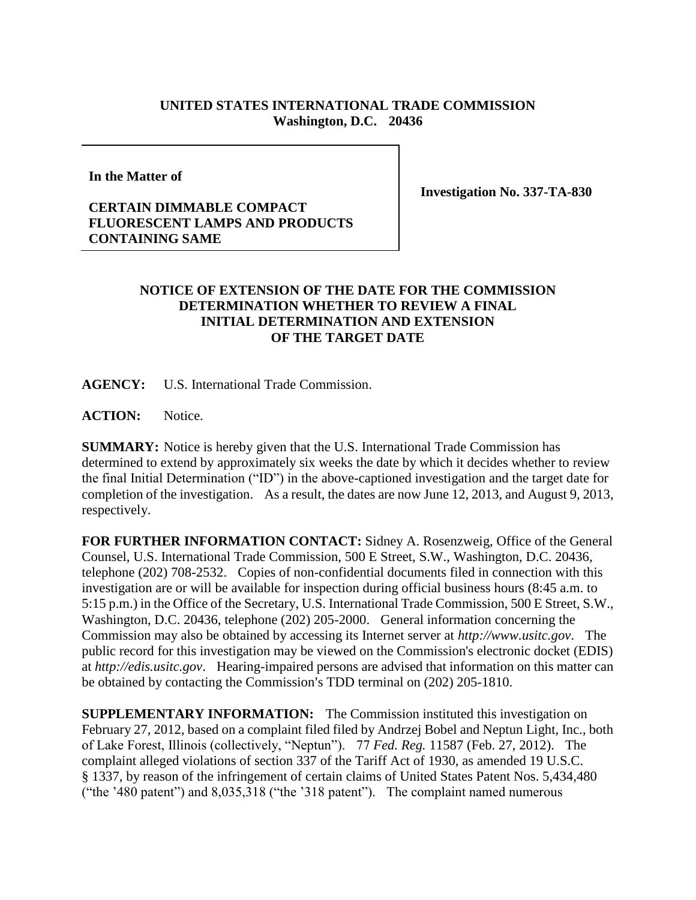**UNITED STATES INTERNATIONAL TRADE COMMISSION**
**Washington, D.C. 20436**

**In the Matter of**

**CERTAIN DIMMABLE COMPACT FLUORESCENT LAMPS AND PRODUCTS CONTAINING SAME**

**Investigation No. 337-TA-830**

## NOTICE OF EXTENSION OF THE DATE FOR THE COMMISSION DETERMINATION WHETHER TO REVIEW A FINAL INITIAL DETERMINATION AND EXTENSION OF THE TARGET DATE

**AGENCY:** U.S. International Trade Commission.

**ACTION:** Notice.

**SUMMARY:** Notice is hereby given that the U.S. International Trade Commission has determined to extend by approximately six weeks the date by which it decides whether to review the final Initial Determination ("ID") in the above-captioned investigation and the target date for completion of the investigation. As a result, the dates are now June 12, 2013, and August 9, 2013, respectively.

**FOR FURTHER INFORMATION CONTACT:** Sidney A. Rosenzweig, Office of the General Counsel, U.S. International Trade Commission, 500 E Street, S.W., Washington, D.C. 20436, telephone (202) 708-2532. Copies of non-confidential documents filed in connection with this investigation are or will be available for inspection during official business hours (8:45 a.m. to 5:15 p.m.) in the Office of the Secretary, U.S. International Trade Commission, 500 E Street, S.W., Washington, D.C. 20436, telephone (202) 205-2000. General information concerning the Commission may also be obtained by accessing its Internet server at *http://www.usitc.gov*. The public record for this investigation may be viewed on the Commission's electronic docket (EDIS) at *http://edis.usitc.gov*. Hearing-impaired persons are advised that information on this matter can be obtained by contacting the Commission's TDD terminal on (202) 205-1810.

**SUPPLEMENTARY INFORMATION:** The Commission instituted this investigation on February 27, 2012, based on a complaint filed filed by Andrzej Bobel and Neptun Light, Inc., both of Lake Forest, Illinois (collectively, "Neptun"). 77 *Fed. Reg.* 11587 (Feb. 27, 2012). The complaint alleged violations of section 337 of the Tariff Act of 1930, as amended 19 U.S.C. § 1337, by reason of the infringement of certain claims of United States Patent Nos. 5,434,480 ("the '480 patent") and 8,035,318 ("the '318 patent"). The complaint named numerous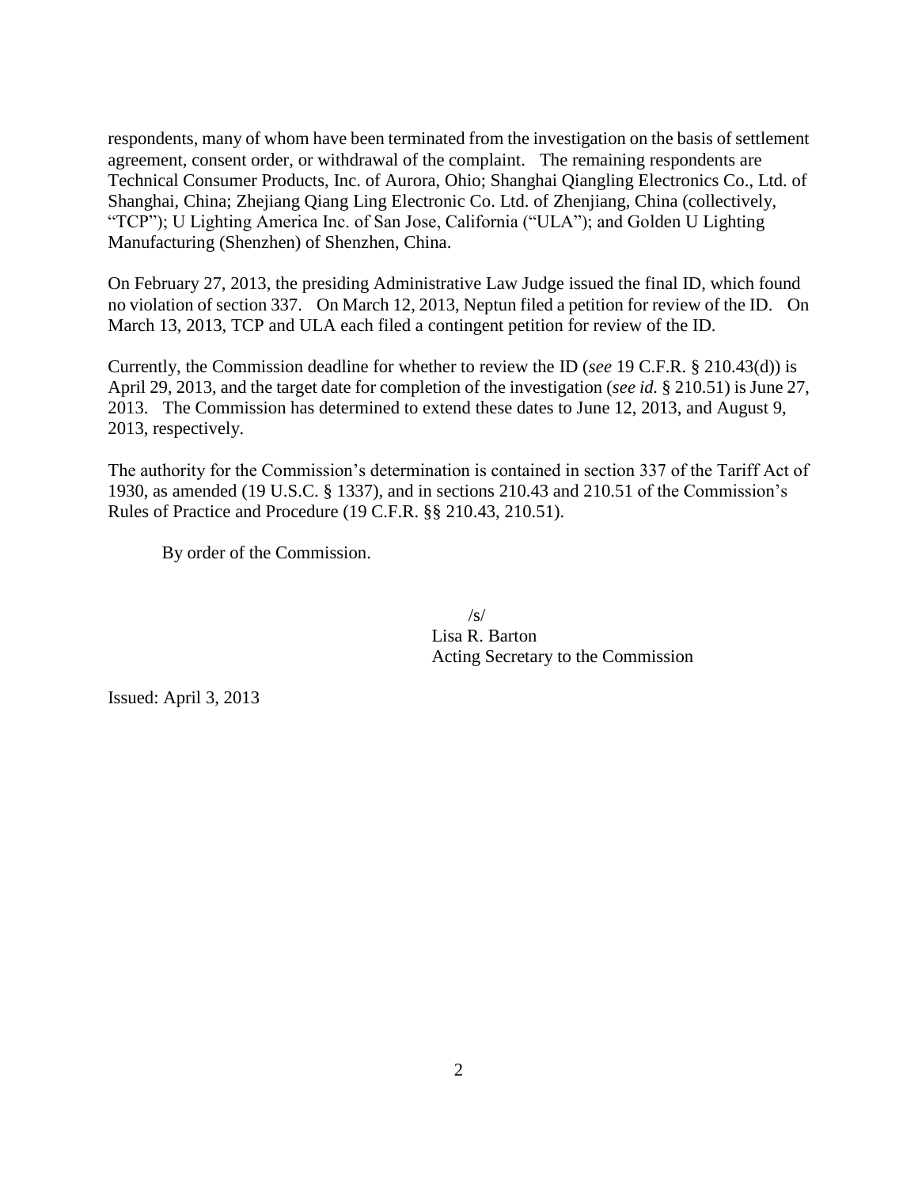respondents, many of whom have been terminated from the investigation on the basis of settlement agreement, consent order, or withdrawal of the complaint. The remaining respondents are Technical Consumer Products, Inc. of Aurora, Ohio; Shanghai Qiangling Electronics Co., Ltd. of Shanghai, China; Zhejiang Qiang Ling Electronic Co. Ltd. of Zhenjiang, China (collectively, "TCP"); U Lighting America Inc. of San Jose, California ("ULA"); and Golden U Lighting Manufacturing (Shenzhen) of Shenzhen, China.

On February 27, 2013, the presiding Administrative Law Judge issued the final ID, which found no violation of section 337. On March 12, 2013, Neptun filed a petition for review of the ID. On March 13, 2013, TCP and ULA each filed a contingent petition for review of the ID.

Currently, the Commission deadline for whether to review the ID (*see* 19 C.F.R. § 210.43(d)) is April 29, 2013, and the target date for completion of the investigation (*see id.* § 210.51) is June 27, 2013. The Commission has determined to extend these dates to June 12, 2013, and August 9, 2013, respectively.

The authority for the Commission's determination is contained in section 337 of the Tariff Act of 1930, as amended (19 U.S.C. § 1337), and in sections 210.43 and 210.51 of the Commission's Rules of Practice and Procedure (19 C.F.R. §§ 210.43, 210.51).

By order of the Commission.

/s/
Lisa R. Barton
Acting Secretary to the Commission

Issued: April 3, 2013